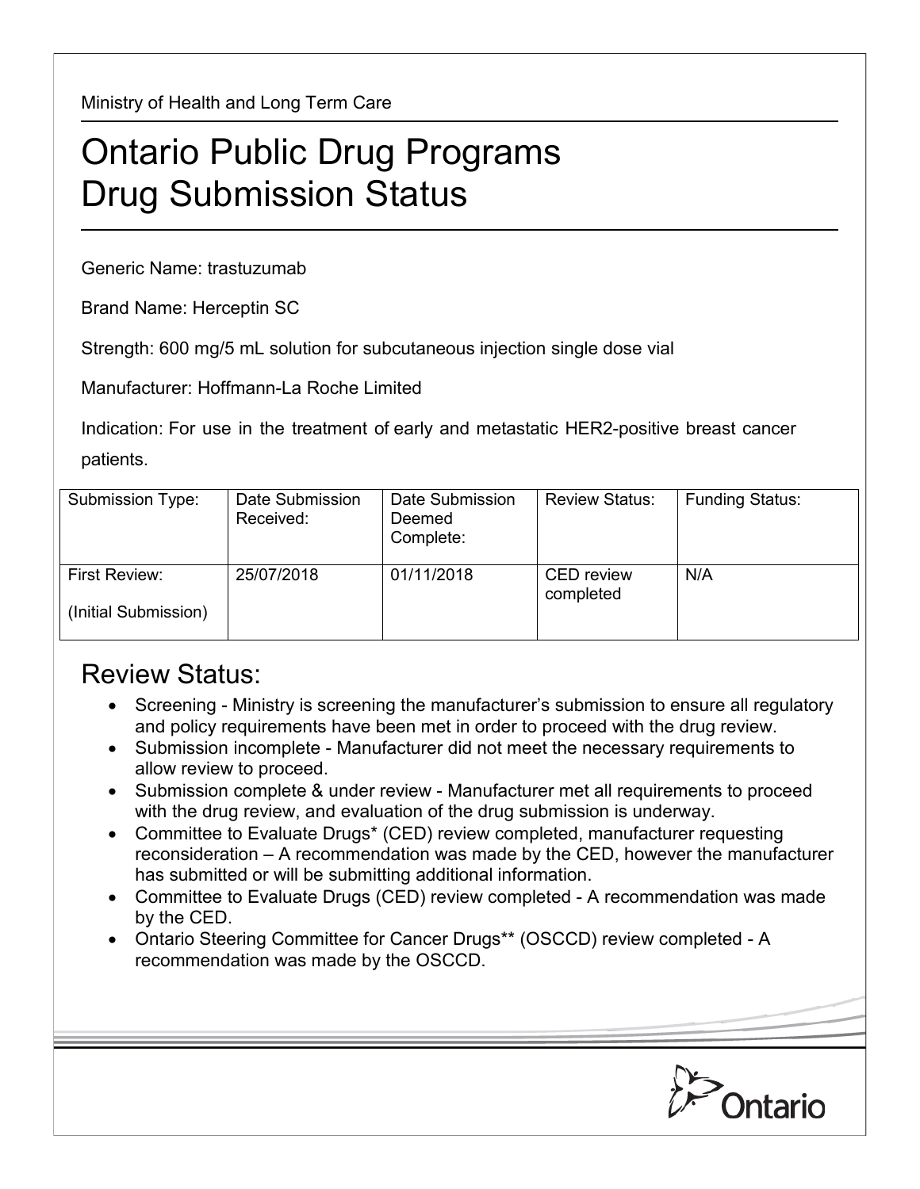Ministry of Health and Long Term Care

# Ontario Public Drug Programs
# Drug Submission Status

Generic Name: trastuzumab

Brand Name: Herceptin SC

Strength: 600 mg/5 mL solution for subcutaneous injection single dose vial

Manufacturer: Hoffmann-La Roche Limited

Indication: For use in the treatment of early and metastatic HER2-positive breast cancer patients.

| Submission Type: | Date Submission Received: | Date Submission Deemed Complete: | Review Status: | Funding Status: |
|---|---|---|---|---|
| First Review: (Initial Submission) | 25/07/2018 | 01/11/2018 | CED review completed | N/A |

## Review Status:

- Screening - Ministry is screening the manufacturer's submission to ensure all regulatory and policy requirements have been met in order to proceed with the drug review.
- Submission incomplete - Manufacturer did not meet the necessary requirements to allow review to proceed.
- Submission complete & under review - Manufacturer met all requirements to proceed with the drug review, and evaluation of the drug submission is underway.
- Committee to Evaluate Drugs* (CED) review completed, manufacturer requesting reconsideration – A recommendation was made by the CED, however the manufacturer has submitted or will be submitting additional information.
- Committee to Evaluate Drugs (CED) review completed - A recommendation was made by the CED.
- Ontario Steering Committee for Cancer Drugs** (OSCCD) review completed - A recommendation was made by the OSCCD.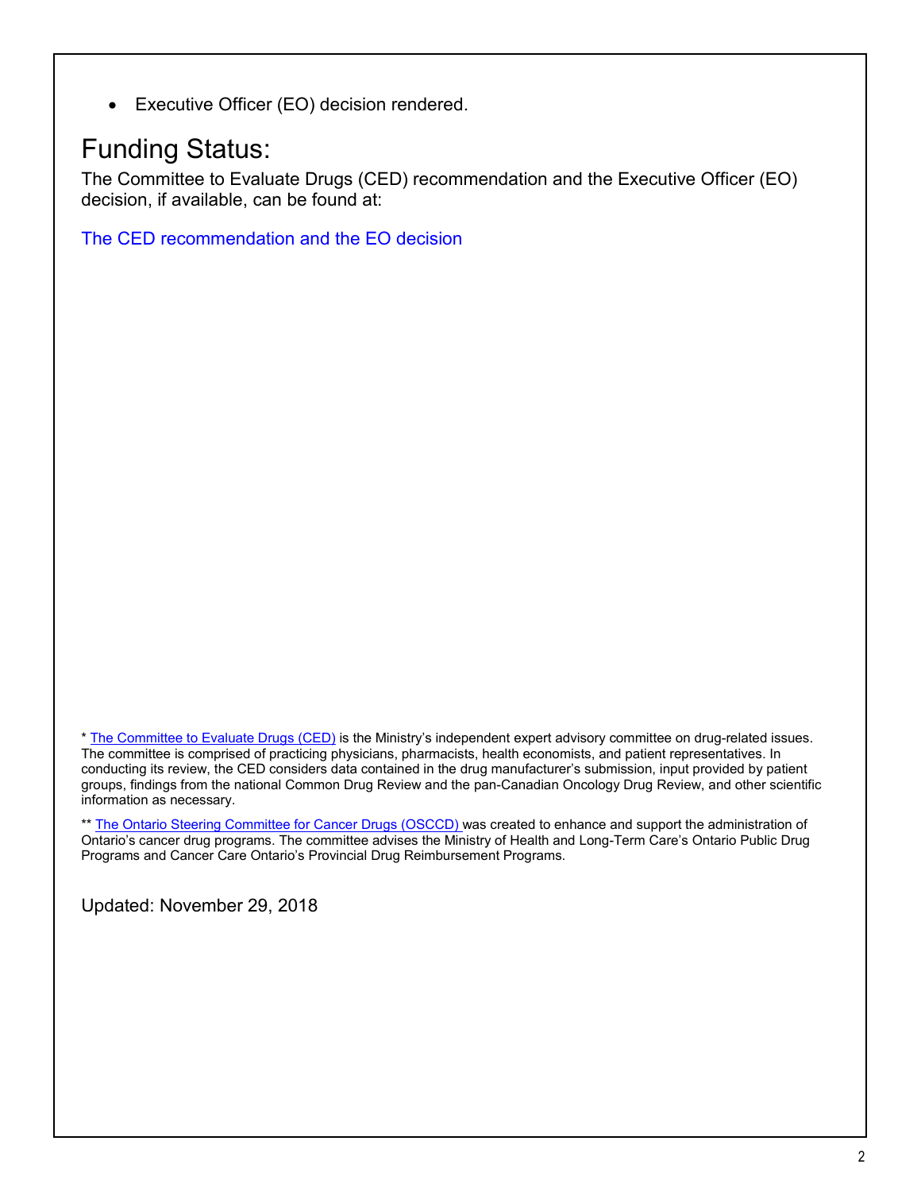- Executive Officer (EO) decision rendered.

## Funding Status:

The Committee to Evaluate Drugs (CED) recommendation and the Executive Officer (EO) decision, if available, can be found at:

The CED recommendation and the EO decision

* The Committee to Evaluate Drugs (CED) is the Ministry's independent expert advisory committee on drug-related issues. The committee is comprised of practicing physicians, pharmacists, health economists, and patient representatives. In conducting its review, the CED considers data contained in the drug manufacturer's submission, input provided by patient groups, findings from the national Common Drug Review and the pan-Canadian Oncology Drug Review, and other scientific information as necessary.

** The Ontario Steering Committee for Cancer Drugs (OSCCD) was created to enhance and support the administration of Ontario's cancer drug programs. The committee advises the Ministry of Health and Long-Term Care's Ontario Public Drug Programs and Cancer Care Ontario's Provincial Drug Reimbursement Programs.

Updated: November 29, 2018